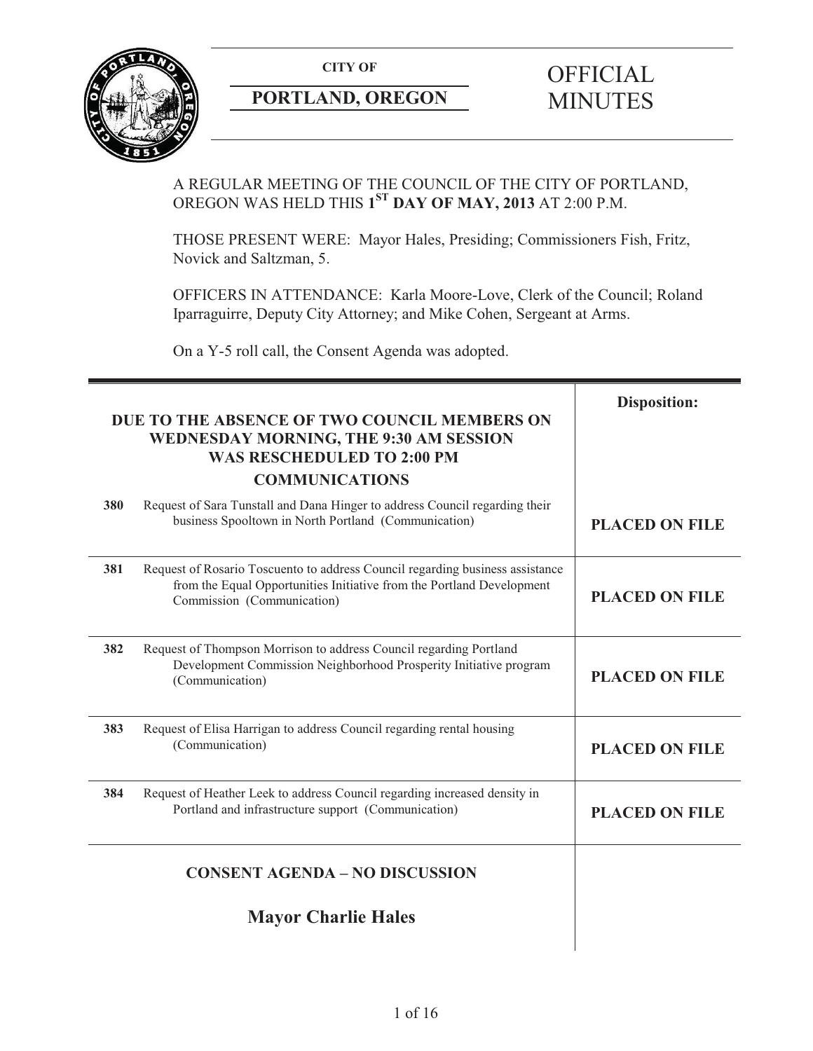**CITY OF**

**PORTLAND, OREGON**

# OFFICIAL MINUTES

A REGULAR MEETING OF THE COUNCIL OF THE CITY OF PORTLAND, OREGON WAS HELD THIS **1ST DAY OF MAY, 2013** AT 2:00 P.M.

THOSE PRESENT WERE: Mayor Hales, Presiding; Commissioners Fish, Fritz, Novick and Saltzman, 5.

OFFICERS IN ATTENDANCE: Karla Moore-Love, Clerk of the Council; Roland Iparraguirre, Deputy City Attorney; and Mike Cohen, Sergeant at Arms.

On a Y-5 roll call, the Consent Agenda was adopted.

| | | **Disposition:** |
|---|---|---|
| | **DUE TO THE ABSENCE OF TWO COUNCIL MEMBERS ON WEDNESDAY MORNING, THE 9:30 AM SESSION WAS RESCHEDULED TO 2:00 PM** | |
| | **COMMUNICATIONS** | |
| **380** | Request of Sara Tunstall and Dana Hinger to address Council regarding their business Spooltown in North Portland (Communication) | **PLACED ON FILE** |
| **381** | Request of Rosario Toscuento to address Council regarding business assistance from the Equal Opportunities Initiative from the Portland Development Commission (Communication) | **PLACED ON FILE** |
| **382** | Request of Thompson Morrison to address Council regarding Portland Development Commission Neighborhood Prosperity Initiative program (Communication) | **PLACED ON FILE** |
| **383** | Request of Elisa Harrigan to address Council regarding rental housing (Communication) | **PLACED ON FILE** |
| **384** | Request of Heather Leek to address Council regarding increased density in Portland and infrastructure support (Communication) | **PLACED ON FILE** |
| | **CONSENT AGENDA – NO DISCUSSION** | |
| | **Mayor Charlie Hales** | |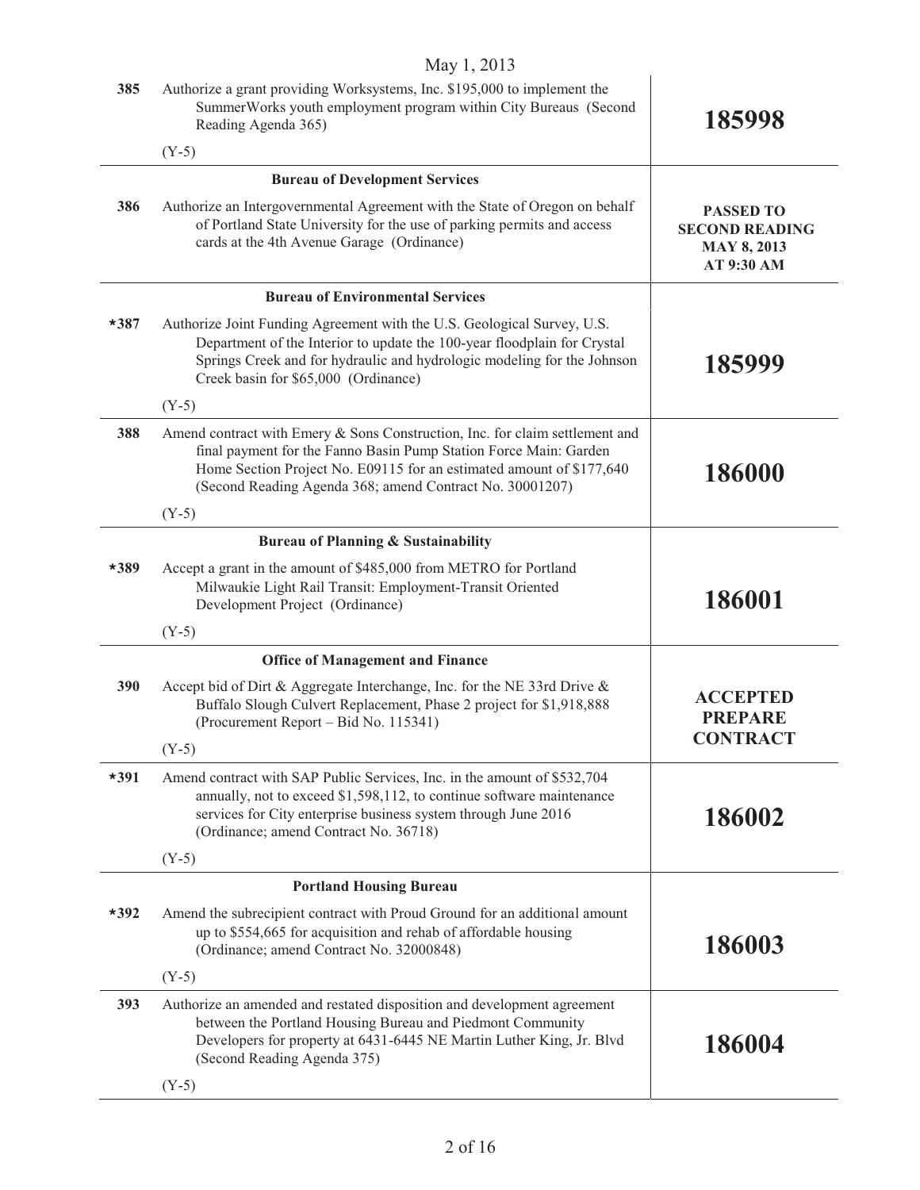May 1, 2013

| | | |
|---|---|---|
| 385 | Authorize a grant providing Worksystems, Inc. $195,000 to implement the SummerWorks youth employment program within City Bureaus (Second Reading Agenda 365)<br><br>(Y-5) | **185998** |
| | **Bureau of Development Services** | |
| 386 | Authorize an Intergovernmental Agreement with the State of Oregon on behalf of Portland State University for the use of parking permits and access cards at the 4th Avenue Garage (Ordinance) | **PASSED TO SECOND READING MAY 8, 2013 AT 9:30 AM** |
| | **Bureau of Environmental Services** | |
| *387 | Authorize Joint Funding Agreement with the U.S. Geological Survey, U.S. Department of the Interior to update the 100-year floodplain for Crystal Springs Creek and for hydraulic and hydrologic modeling for the Johnson Creek basin for $65,000 (Ordinance)<br><br>(Y-5) | **185999** |
| 388 | Amend contract with Emery & Sons Construction, Inc. for claim settlement and final payment for the Fanno Basin Pump Station Force Main: Garden Home Section Project No. E09115 for an estimated amount of $177,640 (Second Reading Agenda 368; amend Contract No. 30001207)<br><br>(Y-5) | **186000** |
| | **Bureau of Planning & Sustainability** | |
| *389 | Accept a grant in the amount of $485,000 from METRO for Portland Milwaukie Light Rail Transit: Employment-Transit Oriented Development Project (Ordinance)<br><br>(Y-5) | **186001** |
| | **Office of Management and Finance** | |
| 390 | Accept bid of Dirt & Aggregate Interchange, Inc. for the NE 33rd Drive & Buffalo Slough Culvert Replacement, Phase 2 project for $1,918,888 (Procurement Report – Bid No. 115341)<br><br>(Y-5) | **ACCEPTED PREPARE CONTRACT** |
| *391 | Amend contract with SAP Public Services, Inc. in the amount of $532,704 annually, not to exceed $1,598,112, to continue software maintenance services for City enterprise business system through June 2016 (Ordinance; amend Contract No. 36718)<br><br>(Y-5) | **186002** |
| | **Portland Housing Bureau** | |
| *392 | Amend the subrecipient contract with Proud Ground for an additional amount up to $554,665 for acquisition and rehab of affordable housing (Ordinance; amend Contract No. 32000848)<br><br>(Y-5) | **186003** |
| 393 | Authorize an amended and restated disposition and development agreement between the Portland Housing Bureau and Piedmont Community Developers for property at 6431-6445 NE Martin Luther King, Jr. Blvd (Second Reading Agenda 375)<br><br>(Y-5) | **186004** |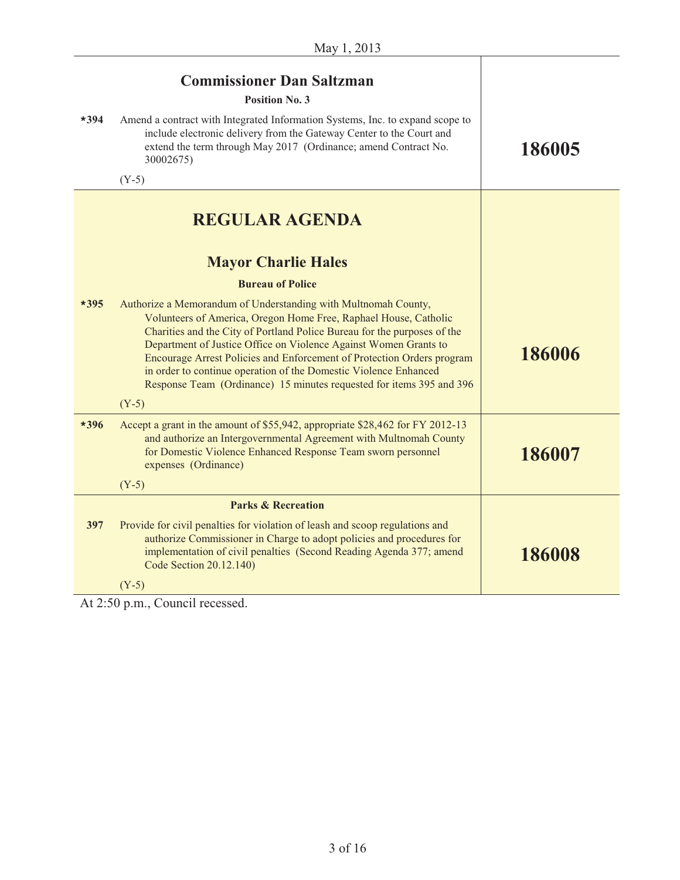| | | |
|---|---|---|
| | **Commissioner Dan Saltzman**<br>**Position No. 3** | |
| ***394** | Amend a contract with Integrated Information Systems, Inc. to expand scope to include electronic delivery from the Gateway Center to the Court and extend the term through May 2017 (Ordinance; amend Contract No. 30002675)<br><br>(Y-5) | **186005** |
| | **REGULAR AGENDA**<br><br>**Mayor Charlie Hales**<br>**Bureau of Police** | |
| ***395** | Authorize a Memorandum of Understanding with Multnomah County, Volunteers of America, Oregon Home Free, Raphael House, Catholic Charities and the City of Portland Police Bureau for the purposes of the Department of Justice Office on Violence Against Women Grants to Encourage Arrest Policies and Enforcement of Protection Orders program in order to continue operation of the Domestic Violence Enhanced Response Team (Ordinance) 15 minutes requested for items 395 and 396<br><br>(Y-5) | **186006** |
| ***396** | Accept a grant in the amount of $55,942, appropriate $28,462 for FY 2012-13 and authorize an Intergovernmental Agreement with Multnomah County for Domestic Violence Enhanced Response Team sworn personnel expenses (Ordinance)<br><br>(Y-5) | **186007** |
| | **Parks & Recreation** | |
| **397** | Provide for civil penalties for violation of leash and scoop regulations and authorize Commissioner in Charge to adopt policies and procedures for implementation of civil penalties (Second Reading Agenda 377; amend Code Section 20.12.140)<br><br>(Y-5) | **186008** |

At 2:50 p.m., Council recessed.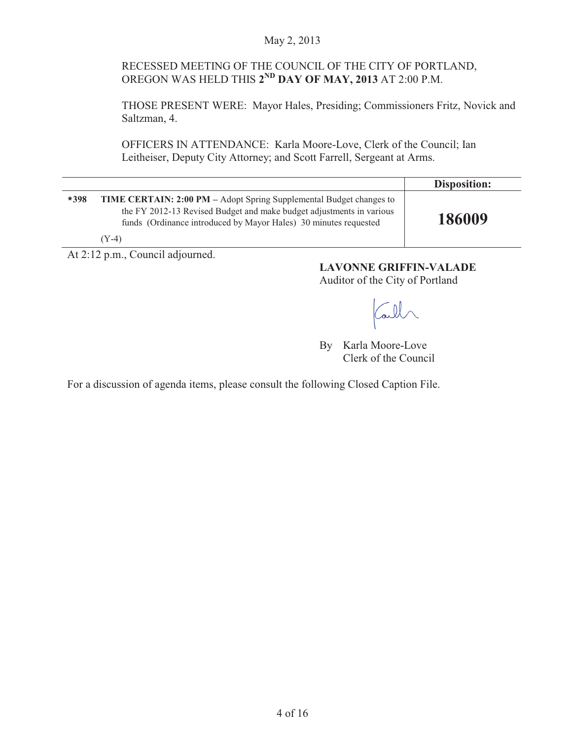May 2, 2013

RECESSED MEETING OF THE COUNCIL OF THE CITY OF PORTLAND, OREGON WAS HELD THIS **2ND DAY OF MAY, 2013** AT 2:00 P.M.

THOSE PRESENT WERE: Mayor Hales, Presiding; Commissioners Fritz, Novick and Saltzman, 4.

OFFICERS IN ATTENDANCE: Karla Moore-Love, Clerk of the Council; Ian Leitheiser, Deputy City Attorney; and Scott Farrell, Sergeant at Arms.

| | | **Disposition:** |
|---|---|---|
| ***398** | **TIME CERTAIN: 2:00 PM –** Adopt Spring Supplemental Budget changes to the FY 2012-13 Revised Budget and make budget adjustments in various funds (Ordinance introduced by Mayor Hales) 30 minutes requested<br><br>(Y-4) | **186009** |

At 2:12 p.m., Council adjourned.

**LAVONNE GRIFFIN-VALADE**
Auditor of the City of Portland

By Karla Moore-Love
Clerk of the Council

For a discussion of agenda items, please consult the following Closed Caption File.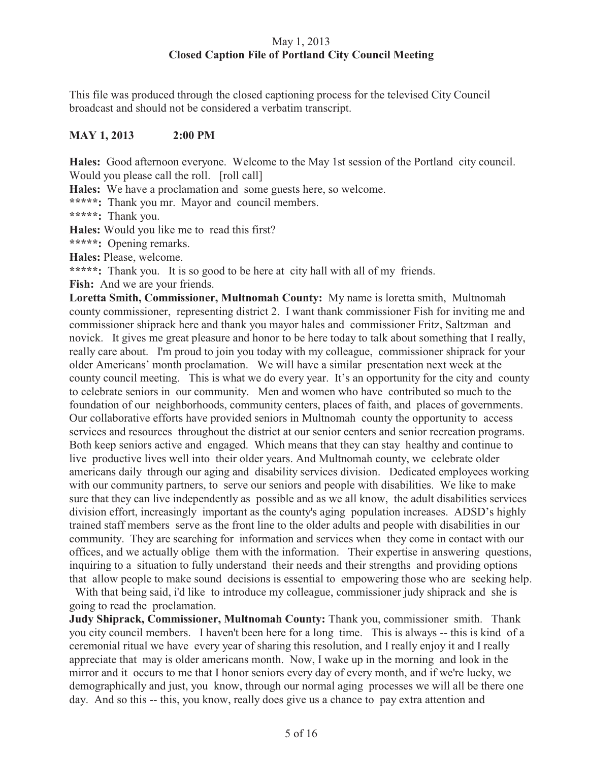May 1, 2013
**Closed Caption File of Portland City Council Meeting**

This file was produced through the closed captioning process for the televised City Council broadcast and should not be considered a verbatim transcript.

**MAY 1, 2013 2:00 PM**

**Hales:** Good afternoon everyone. Welcome to the May 1st session of the Portland city council. Would you please call the roll. [roll call]

**Hales:** We have a proclamation and some guests here, so welcome.

*****: Thank you mr. Mayor and council members.

*****: Thank you.

**Hales:** Would you like me to read this first?

*****: Opening remarks.

**Hales:** Please, welcome.

*****: Thank you. It is so good to be here at city hall with all of my friends.

**Fish:** And we are your friends.

**Loretta Smith, Commissioner, Multnomah County:** My name is loretta smith, Multnomah county commissioner, representing district 2. I want thank commissioner Fish for inviting me and commissioner shiprack here and thank you mayor hales and commissioner Fritz, Saltzman and novick. It gives me great pleasure and honor to be here today to talk about something that I really, really care about. I'm proud to join you today with my colleague, commissioner shiprack for your older Americans' month proclamation. We will have a similar presentation next week at the county council meeting. This is what we do every year. It's an opportunity for the city and county to celebrate seniors in our community. Men and women who have contributed so much to the foundation of our neighborhoods, community centers, places of faith, and places of governments. Our collaborative efforts have provided seniors in Multnomah county the opportunity to access services and resources throughout the district at our senior centers and senior recreation programs. Both keep seniors active and engaged. Which means that they can stay healthy and continue to live productive lives well into their older years. And Multnomah county, we celebrate older americans daily through our aging and disability services division. Dedicated employees working with our community partners, to serve our seniors and people with disabilities. We like to make sure that they can live independently as possible and as we all know, the adult disabilities services division effort, increasingly important as the county's aging population increases. ADSD's highly trained staff members serve as the front line to the older adults and people with disabilities in our community. They are searching for information and services when they come in contact with our offices, and we actually oblige them with the information. Their expertise in answering questions, inquiring to a situation to fully understand their needs and their strengths and providing options that allow people to make sound decisions is essential to empowering those who are seeking help. With that being said, i'd like to introduce my colleague, commissioner judy shiprack and she is going to read the proclamation.

**Judy Shiprack, Commissioner, Multnomah County:** Thank you, commissioner smith. Thank you city council members. I haven't been here for a long time. This is always -- this is kind of a ceremonial ritual we have every year of sharing this resolution, and I really enjoy it and I really appreciate that may is older americans month. Now, I wake up in the morning and look in the mirror and it occurs to me that I honor seniors every day of every month, and if we're lucky, we demographically and just, you know, through our normal aging processes we will all be there one day. And so this -- this, you know, really does give us a chance to pay extra attention and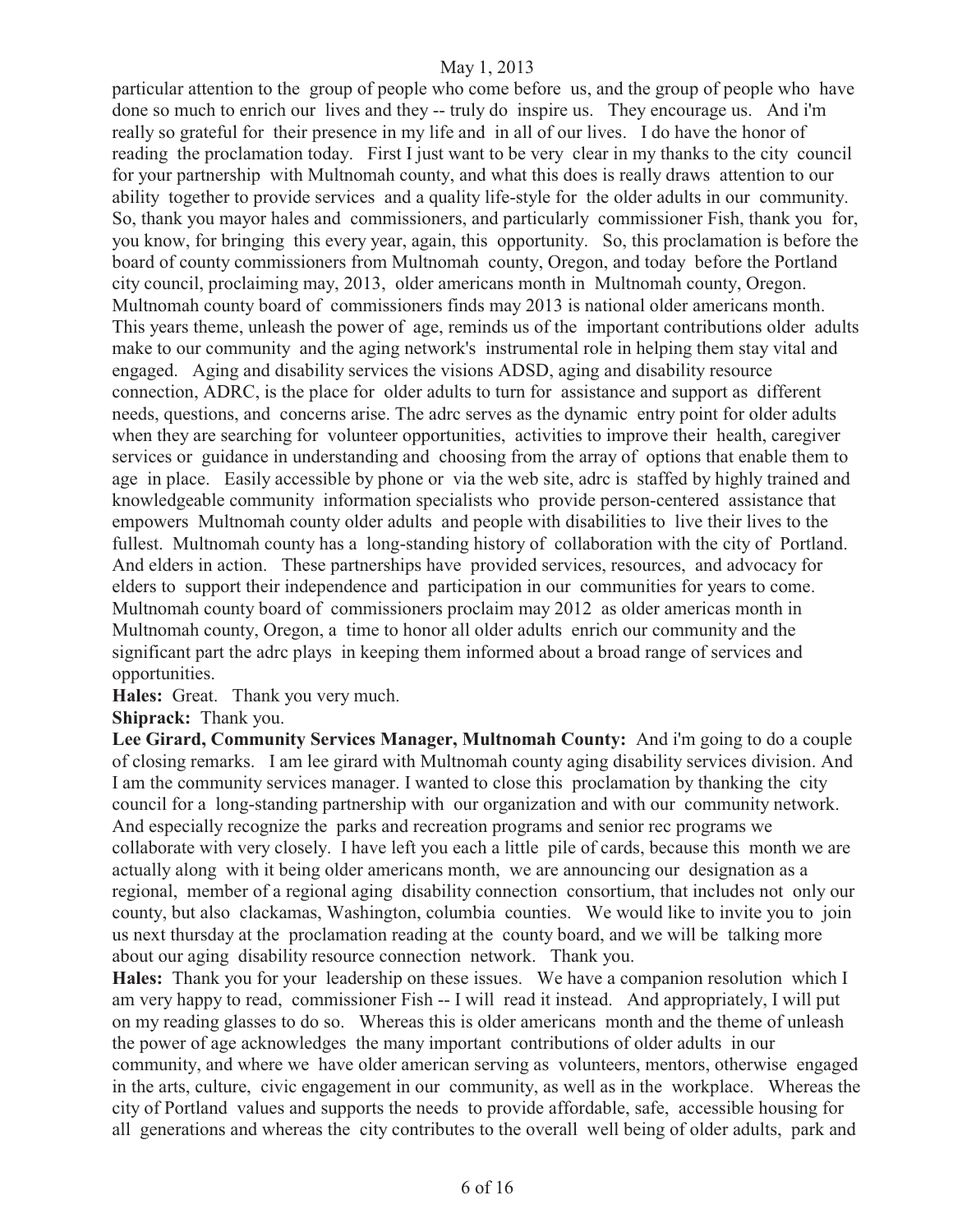particular attention to the group of people who come before us, and the group of people who have done so much to enrich our lives and they -- truly do inspire us. They encourage us. And i'm really so grateful for their presence in my life and in all of our lives. I do have the honor of reading the proclamation today. First I just want to be very clear in my thanks to the city council for your partnership with Multnomah county, and what this does is really draws attention to our ability together to provide services and a quality life-style for the older adults in our community. So, thank you mayor hales and commissioners, and particularly commissioner Fish, thank you for, you know, for bringing this every year, again, this opportunity. So, this proclamation is before the board of county commissioners from Multnomah county, Oregon, and today before the Portland city council, proclaiming may, 2013, older americans month in Multnomah county, Oregon. Multnomah county board of commissioners finds may 2013 is national older americans month. This years theme, unleash the power of age, reminds us of the important contributions older adults make to our community and the aging network's instrumental role in helping them stay vital and engaged. Aging and disability services the visions ADSD, aging and disability resource connection, ADRC, is the place for older adults to turn for assistance and support as different needs, questions, and concerns arise. The adrc serves as the dynamic entry point for older adults when they are searching for volunteer opportunities, activities to improve their health, caregiver services or guidance in understanding and choosing from the array of options that enable them to age in place. Easily accessible by phone or via the web site, adrc is staffed by highly trained and knowledgeable community information specialists who provide person-centered assistance that empowers Multnomah county older adults and people with disabilities to live their lives to the fullest. Multnomah county has a long-standing history of collaboration with the city of Portland. And elders in action. These partnerships have provided services, resources, and advocacy for elders to support their independence and participation in our communities for years to come. Multnomah county board of commissioners proclaim may 2012 as older americas month in Multnomah county, Oregon, a time to honor all older adults enrich our community and the significant part the adrc plays in keeping them informed about a broad range of services and opportunities.

**Hales:** Great. Thank you very much.

**Shiprack:** Thank you.

**Lee Girard, Community Services Manager, Multnomah County:** And i'm going to do a couple of closing remarks. I am lee girard with Multnomah county aging disability services division. And I am the community services manager. I wanted to close this proclamation by thanking the city council for a long-standing partnership with our organization and with our community network. And especially recognize the parks and recreation programs and senior rec programs we collaborate with very closely. I have left you each a little pile of cards, because this month we are actually along with it being older americans month, we are announcing our designation as a regional, member of a regional aging disability connection consortium, that includes not only our county, but also clackamas, Washington, columbia counties. We would like to invite you to join us next thursday at the proclamation reading at the county board, and we will be talking more about our aging disability resource connection network. Thank you.

**Hales:** Thank you for your leadership on these issues. We have a companion resolution which I am very happy to read, commissioner Fish -- I will read it instead. And appropriately, I will put on my reading glasses to do so. Whereas this is older americans month and the theme of unleash the power of age acknowledges the many important contributions of older adults in our community, and where we have older american serving as volunteers, mentors, otherwise engaged in the arts, culture, civic engagement in our community, as well as in the workplace. Whereas the city of Portland values and supports the needs to provide affordable, safe, accessible housing for all generations and whereas the city contributes to the overall well being of older adults, park and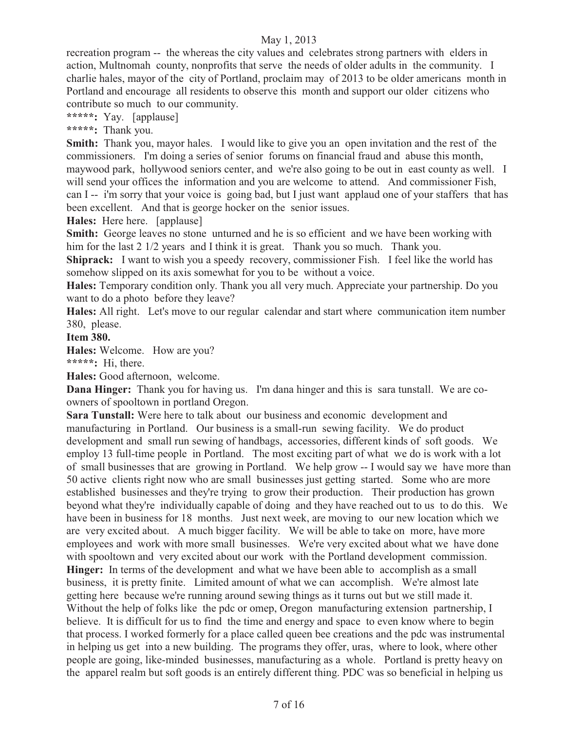recreation program -- the whereas the city values and celebrates strong partners with elders in action, Multnomah county, nonprofits that serve the needs of older adults in the community. I charlie hales, mayor of the city of Portland, proclaim may of 2013 to be older americans month in Portland and encourage all residents to observe this month and support our older citizens who contribute so much to our community.

**\*\*\*\*\*:** Yay. [applause]

**\*\*\*\*\*:** Thank you.

**Smith:** Thank you, mayor hales. I would like to give you an open invitation and the rest of the commissioners. I'm doing a series of senior forums on financial fraud and abuse this month, maywood park, hollywood seniors center, and we're also going to be out in east county as well. I will send your offices the information and you are welcome to attend. And commissioner Fish, can I -- i'm sorry that your voice is going bad, but I just want applaud one of your staffers that has been excellent. And that is george hocker on the senior issues.

**Hales:** Here here. [applause]

**Smith:** George leaves no stone unturned and he is so efficient and we have been working with him for the last 2 1/2 years and I think it is great. Thank you so much. Thank you.

**Shiprack:** I want to wish you a speedy recovery, commissioner Fish. I feel like the world has somehow slipped on its axis somewhat for you to be without a voice.

**Hales:** Temporary condition only. Thank you all very much. Appreciate your partnership. Do you want to do a photo before they leave?

**Hales:** All right. Let's move to our regular calendar and start where communication item number 380, please.

**Item 380.**

**Hales:** Welcome. How are you?

**\*\*\*\*\*:** Hi, there.

**Hales:** Good afternoon, welcome.

**Dana Hinger:** Thank you for having us. I'm dana hinger and this is sara tunstall. We are co-owners of spooltown in portland Oregon.

**Sara Tunstall:** Were here to talk about our business and economic development and manufacturing in Portland. Our business is a small-run sewing facility. We do product development and small run sewing of handbags, accessories, different kinds of soft goods. We employ 13 full-time people in Portland. The most exciting part of what we do is work with a lot of small businesses that are growing in Portland. We help grow -- I would say we have more than 50 active clients right now who are small businesses just getting started. Some who are more established businesses and they're trying to grow their production. Their production has grown beyond what they're individually capable of doing and they have reached out to us to do this. We have been in business for 18 months. Just next week, are moving to our new location which we are very excited about. A much bigger facility. We will be able to take on more, have more employees and work with more small businesses. We're very excited about what we have done with spooltown and very excited about our work with the Portland development commission.

**Hinger:** In terms of the development and what we have been able to accomplish as a small business, it is pretty finite. Limited amount of what we can accomplish. We're almost late getting here because we're running around sewing things as it turns out but we still made it. Without the help of folks like the pdc or omep, Oregon manufacturing extension partnership, I believe. It is difficult for us to find the time and energy and space to even know where to begin that process. I worked formerly for a place called queen bee creations and the pdc was instrumental in helping us get into a new building. The programs they offer, uras, where to look, where other people are going, like-minded businesses, manufacturing as a whole. Portland is pretty heavy on the apparel realm but soft goods is an entirely different thing. PDC was so beneficial in helping us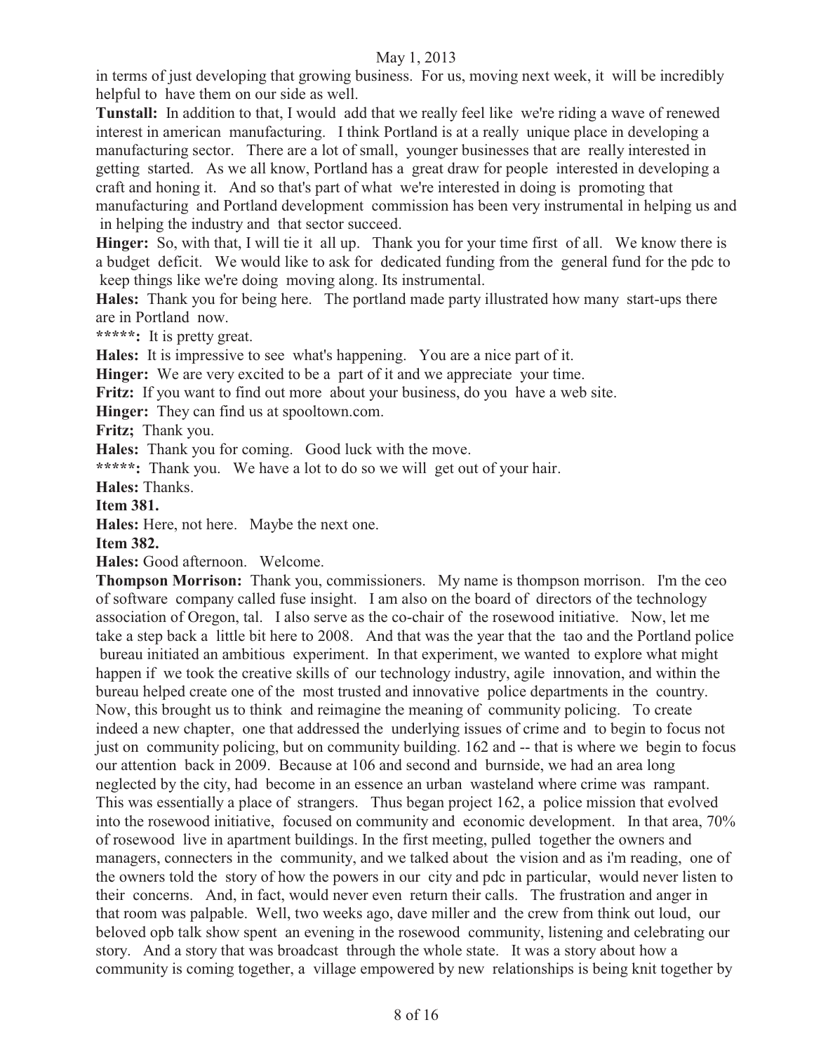in terms of just developing that growing business. For us, moving next week, it will be incredibly helpful to have them on our side as well.

**Tunstall:** In addition to that, I would add that we really feel like we're riding a wave of renewed interest in american manufacturing. I think Portland is at a really unique place in developing a manufacturing sector. There are a lot of small, younger businesses that are really interested in getting started. As we all know, Portland has a great draw for people interested in developing a craft and honing it. And so that's part of what we're interested in doing is promoting that manufacturing and Portland development commission has been very instrumental in helping us and in helping the industry and that sector succeed.

**Hinger:** So, with that, I will tie it all up. Thank you for your time first of all. We know there is a budget deficit. We would like to ask for dedicated funding from the general fund for the pdc to keep things like we're doing moving along. Its instrumental.

**Hales:** Thank you for being here. The portland made party illustrated how many start-ups there are in Portland now.

*****: It is pretty great.

**Hales:** It is impressive to see what's happening. You are a nice part of it.

**Hinger:** We are very excited to be a part of it and we appreciate your time.

**Fritz:** If you want to find out more about your business, do you have a web site.

**Hinger:** They can find us at spooltown.com.

**Fritz;** Thank you.

**Hales:** Thank you for coming. Good luck with the move.

*****: Thank you. We have a lot to do so we will get out of your hair.

**Hales:** Thanks.

**Item 381.**

**Hales:** Here, not here. Maybe the next one.

**Item 382.**

**Hales:** Good afternoon. Welcome.

**Thompson Morrison:** Thank you, commissioners. My name is thompson morrison. I'm the ceo of software company called fuse insight. I am also on the board of directors of the technology association of Oregon, tal. I also serve as the co-chair of the rosewood initiative. Now, let me take a step back a little bit here to 2008. And that was the year that the tao and the Portland police bureau initiated an ambitious experiment. In that experiment, we wanted to explore what might happen if we took the creative skills of our technology industry, agile innovation, and within the bureau helped create one of the most trusted and innovative police departments in the country. Now, this brought us to think and reimagine the meaning of community policing. To create indeed a new chapter, one that addressed the underlying issues of crime and to begin to focus not just on community policing, but on community building. 162 and -- that is where we begin to focus our attention back in 2009. Because at 106 and second and burnside, we had an area long neglected by the city, had become in an essence an urban wasteland where crime was rampant. This was essentially a place of strangers. Thus began project 162, a police mission that evolved into the rosewood initiative, focused on community and economic development. In that area, 70% of rosewood live in apartment buildings. In the first meeting, pulled together the owners and managers, connecters in the community, and we talked about the vision and as i'm reading, one of the owners told the story of how the powers in our city and pdc in particular, would never listen to their concerns. And, in fact, would never even return their calls. The frustration and anger in that room was palpable. Well, two weeks ago, dave miller and the crew from think out loud, our beloved opb talk show spent an evening in the rosewood community, listening and celebrating our story. And a story that was broadcast through the whole state. It was a story about how a community is coming together, a village empowered by new relationships is being knit together by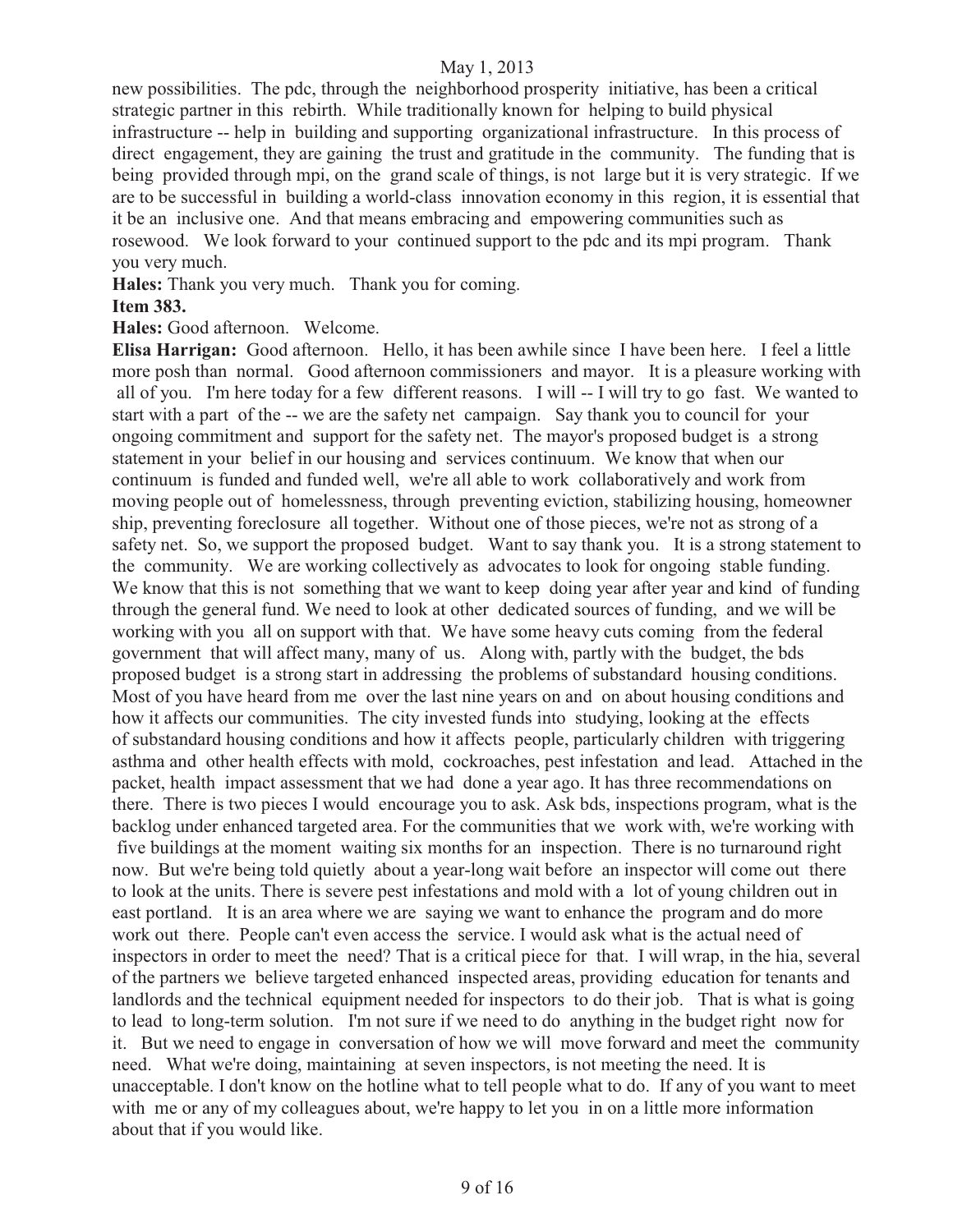new possibilities. The pdc, through the neighborhood prosperity initiative, has been a critical strategic partner in this rebirth. While traditionally known for helping to build physical infrastructure -- help in building and supporting organizational infrastructure. In this process of direct engagement, they are gaining the trust and gratitude in the community. The funding that is being provided through mpi, on the grand scale of things, is not large but it is very strategic. If we are to be successful in building a world-class innovation economy in this region, it is essential that it be an inclusive one. And that means embracing and empowering communities such as rosewood. We look forward to your continued support to the pdc and its mpi program. Thank you very much.

**Hales:** Thank you very much. Thank you for coming.

**Item 383.**

**Hales:** Good afternoon. Welcome.

**Elisa Harrigan:** Good afternoon. Hello, it has been awhile since I have been here. I feel a little more posh than normal. Good afternoon commissioners and mayor. It is a pleasure working with all of you. I'm here today for a few different reasons. I will -- I will try to go fast. We wanted to start with a part of the -- we are the safety net campaign. Say thank you to council for your ongoing commitment and support for the safety net. The mayor's proposed budget is a strong statement in your belief in our housing and services continuum. We know that when our continuum is funded and funded well, we're all able to work collaboratively and work from moving people out of homelessness, through preventing eviction, stabilizing housing, homeowner ship, preventing foreclosure all together. Without one of those pieces, we're not as strong of a safety net. So, we support the proposed budget. Want to say thank you. It is a strong statement to the community. We are working collectively as advocates to look for ongoing stable funding. We know that this is not something that we want to keep doing year after year and kind of funding through the general fund. We need to look at other dedicated sources of funding, and we will be working with you all on support with that. We have some heavy cuts coming from the federal government that will affect many, many of us. Along with, partly with the budget, the bds proposed budget is a strong start in addressing the problems of substandard housing conditions. Most of you have heard from me over the last nine years on and on about housing conditions and how it affects our communities. The city invested funds into studying, looking at the effects of substandard housing conditions and how it affects people, particularly children with triggering asthma and other health effects with mold, cockroaches, pest infestation and lead. Attached in the packet, health impact assessment that we had done a year ago. It has three recommendations on there. There is two pieces I would encourage you to ask. Ask bds, inspections program, what is the backlog under enhanced targeted area. For the communities that we work with, we're working with five buildings at the moment waiting six months for an inspection. There is no turnaround right now. But we're being told quietly about a year-long wait before an inspector will come out there to look at the units. There is severe pest infestations and mold with a lot of young children out in east portland. It is an area where we are saying we want to enhance the program and do more work out there. People can't even access the service. I would ask what is the actual need of inspectors in order to meet the need? That is a critical piece for that. I will wrap, in the hia, several of the partners we believe targeted enhanced inspected areas, providing education for tenants and landlords and the technical equipment needed for inspectors to do their job. That is what is going to lead to long-term solution. I'm not sure if we need to do anything in the budget right now for it. But we need to engage in conversation of how we will move forward and meet the community need. What we're doing, maintaining at seven inspectors, is not meeting the need. It is unacceptable. I don't know on the hotline what to tell people what to do. If any of you want to meet with me or any of my colleagues about, we're happy to let you in on a little more information about that if you would like.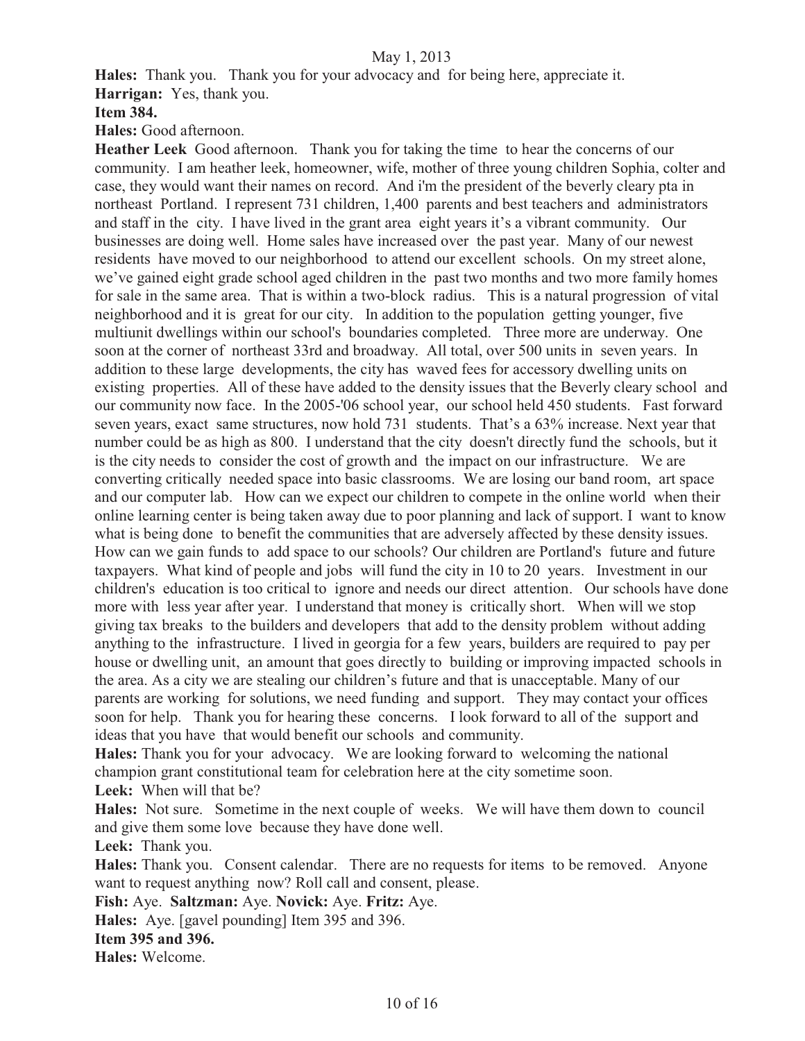**Hales:** Thank you. Thank you for your advocacy and for being here, appreciate it.

**Harrigan:** Yes, thank you.

**Item 384.**

**Hales:** Good afternoon.

**Heather Leek** Good afternoon. Thank you for taking the time to hear the concerns of our community. I am heather leek, homeowner, wife, mother of three young children Sophia, colter and case, they would want their names on record. And i'm the president of the beverly cleary pta in northeast Portland. I represent 731 children, 1,400 parents and best teachers and administrators and staff in the city. I have lived in the grant area eight years it's a vibrant community. Our businesses are doing well. Home sales have increased over the past year. Many of our newest residents have moved to our neighborhood to attend our excellent schools. On my street alone, we've gained eight grade school aged children in the past two months and two more family homes for sale in the same area. That is within a two-block radius. This is a natural progression of vital neighborhood and it is great for our city. In addition to the population getting younger, five multiunit dwellings within our school's boundaries completed. Three more are underway. One soon at the corner of northeast 33rd and broadway. All total, over 500 units in seven years. In addition to these large developments, the city has waved fees for accessory dwelling units on existing properties. All of these have added to the density issues that the Beverly cleary school and our community now face. In the 2005-'06 school year, our school held 450 students. Fast forward seven years, exact same structures, now hold 731 students. That's a 63% increase. Next year that number could be as high as 800. I understand that the city doesn't directly fund the schools, but it is the city needs to consider the cost of growth and the impact on our infrastructure. We are converting critically needed space into basic classrooms. We are losing our band room, art space and our computer lab. How can we expect our children to compete in the online world when their online learning center is being taken away due to poor planning and lack of support. I want to know what is being done to benefit the communities that are adversely affected by these density issues. How can we gain funds to add space to our schools? Our children are Portland's future and future taxpayers. What kind of people and jobs will fund the city in 10 to 20 years. Investment in our children's education is too critical to ignore and needs our direct attention. Our schools have done more with less year after year. I understand that money is critically short. When will we stop giving tax breaks to the builders and developers that add to the density problem without adding anything to the infrastructure. I lived in georgia for a few years, builders are required to pay per house or dwelling unit, an amount that goes directly to building or improving impacted schools in the area. As a city we are stealing our children's future and that is unacceptable. Many of our parents are working for solutions, we need funding and support. They may contact your offices soon for help. Thank you for hearing these concerns. I look forward to all of the support and ideas that you have that would benefit our schools and community.

**Hales:** Thank you for your advocacy. We are looking forward to welcoming the national champion grant constitutional team for celebration here at the city sometime soon.

**Leek:** When will that be?

**Hales:** Not sure. Sometime in the next couple of weeks. We will have them down to council and give them some love because they have done well.

**Leek:** Thank you.

**Hales:** Thank you. Consent calendar. There are no requests for items to be removed. Anyone want to request anything now? Roll call and consent, please.

**Fish:** Aye. **Saltzman:** Aye. **Novick:** Aye. **Fritz:** Aye.

**Hales:** Aye. [gavel pounding] Item 395 and 396.

**Item 395 and 396.**

**Hales:** Welcome.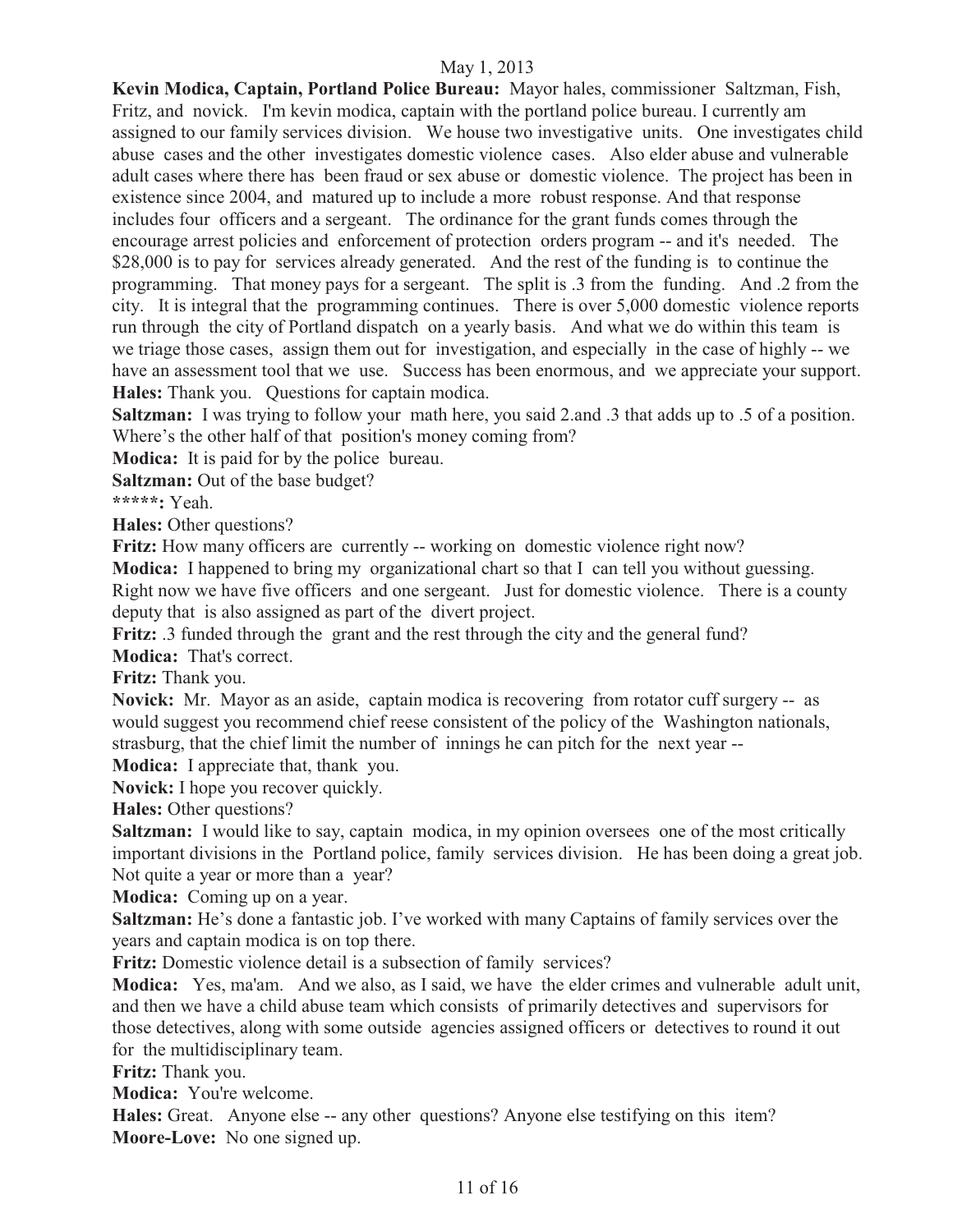**Kevin Modica, Captain, Portland Police Bureau:** Mayor hales, commissioner Saltzman, Fish, Fritz, and novick. I'm kevin modica, captain with the portland police bureau. I currently am assigned to our family services division. We house two investigative units. One investigates child abuse cases and the other investigates domestic violence cases. Also elder abuse and vulnerable adult cases where there has been fraud or sex abuse or domestic violence. The project has been in existence since 2004, and matured up to include a more robust response. And that response includes four officers and a sergeant. The ordinance for the grant funds comes through the encourage arrest policies and enforcement of protection orders program -- and it's needed. The \$28,000 is to pay for services already generated. And the rest of the funding is to continue the programming. That money pays for a sergeant. The split is .3 from the funding. And .2 from the city. It is integral that the programming continues. There is over 5,000 domestic violence reports run through the city of Portland dispatch on a yearly basis. And what we do within this team is we triage those cases, assign them out for investigation, and especially in the case of highly -- we have an assessment tool that we use. Success has been enormous, and we appreciate your support.

**Hales:** Thank you. Questions for captain modica.

**Saltzman:** I was trying to follow your math here, you said 2.and .3 that adds up to .5 of a position. Where's the other half of that position's money coming from?

**Modica:** It is paid for by the police bureau.

**Saltzman:** Out of the base budget?

*****: Yeah.

**Hales:** Other questions?

**Fritz:** How many officers are currently -- working on domestic violence right now?

**Modica:** I happened to bring my organizational chart so that I can tell you without guessing. Right now we have five officers and one sergeant. Just for domestic violence. There is a county deputy that is also assigned as part of the divert project.

**Fritz:** .3 funded through the grant and the rest through the city and the general fund?

**Modica:** That's correct.

**Fritz:** Thank you.

**Novick:** Mr. Mayor as an aside, captain modica is recovering from rotator cuff surgery -- as would suggest you recommend chief reese consistent of the policy of the Washington nationals, strasburg, that the chief limit the number of innings he can pitch for the next year --

**Modica:** I appreciate that, thank you.

**Novick:** I hope you recover quickly.

**Hales:** Other questions?

**Saltzman:** I would like to say, captain modica, in my opinion oversees one of the most critically important divisions in the Portland police, family services division. He has been doing a great job. Not quite a year or more than a year?

**Modica:** Coming up on a year.

**Saltzman:** He's done a fantastic job. I've worked with many Captains of family services over the years and captain modica is on top there.

**Fritz:** Domestic violence detail is a subsection of family services?

**Modica:** Yes, ma'am. And we also, as I said, we have the elder crimes and vulnerable adult unit, and then we have a child abuse team which consists of primarily detectives and supervisors for those detectives, along with some outside agencies assigned officers or detectives to round it out for the multidisciplinary team.

**Fritz:** Thank you.

**Modica:** You're welcome.

**Hales:** Great. Anyone else -- any other questions? Anyone else testifying on this item?

**Moore-Love:** No one signed up.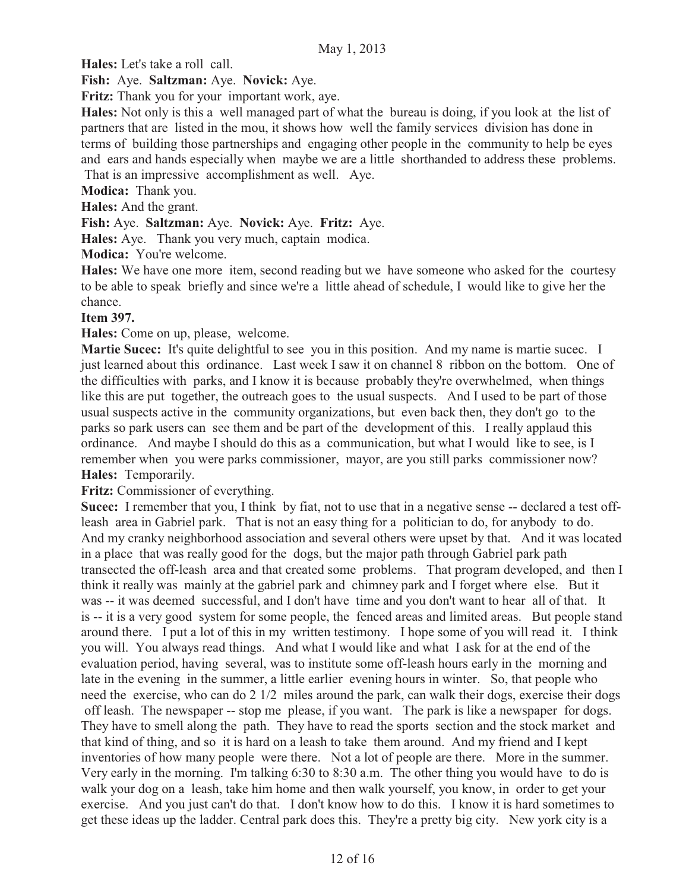**Hales:** Let's take a roll call.

**Fish:** Aye. **Saltzman:** Aye. **Novick:** Aye.

**Fritz:** Thank you for your important work, aye.

**Hales:** Not only is this a well managed part of what the bureau is doing, if you look at the list of partners that are listed in the mou, it shows how well the family services division has done in terms of building those partnerships and engaging other people in the community to help be eyes and ears and hands especially when maybe we are a little shorthanded to address these problems. That is an impressive accomplishment as well. Aye.

**Modica:** Thank you.

**Hales:** And the grant.

**Fish:** Aye. **Saltzman:** Aye. **Novick:** Aye. **Fritz:** Aye.

**Hales:** Aye. Thank you very much, captain modica.

**Modica:** You're welcome.

**Hales:** We have one more item, second reading but we have someone who asked for the courtesy to be able to speak briefly and since we're a little ahead of schedule, I would like to give her the chance.

**Item 397.**

**Hales:** Come on up, please, welcome.

**Martie Sucec:** It's quite delightful to see you in this position. And my name is martie sucec. I just learned about this ordinance. Last week I saw it on channel 8 ribbon on the bottom. One of the difficulties with parks, and I know it is because probably they're overwhelmed, when things like this are put together, the outreach goes to the usual suspects. And I used to be part of those usual suspects active in the community organizations, but even back then, they don't go to the parks so park users can see them and be part of the development of this. I really applaud this ordinance. And maybe I should do this as a communication, but what I would like to see, is I remember when you were parks commissioner, mayor, are you still parks commissioner now?

**Hales:** Temporarily.

**Fritz:** Commissioner of everything.

**Sucec:** I remember that you, I think by fiat, not to use that in a negative sense -- declared a test off-leash area in Gabriel park. That is not an easy thing for a politician to do, for anybody to do. And my cranky neighborhood association and several others were upset by that. And it was located in a place that was really good for the dogs, but the major path through Gabriel park path transected the off-leash area and that created some problems. That program developed, and then I think it really was mainly at the gabriel park and chimney park and I forget where else. But it was -- it was deemed successful, and I don't have time and you don't want to hear all of that. It is -- it is a very good system for some people, the fenced areas and limited areas. But people stand around there. I put a lot of this in my written testimony. I hope some of you will read it. I think you will. You always read things. And what I would like and what I ask for at the end of the evaluation period, having several, was to institute some off-leash hours early in the morning and late in the evening in the summer, a little earlier evening hours in winter. So, that people who need the exercise, who can do 2 1/2 miles around the park, can walk their dogs, exercise their dogs off leash. The newspaper -- stop me please, if you want. The park is like a newspaper for dogs. They have to smell along the path. They have to read the sports section and the stock market and that kind of thing, and so it is hard on a leash to take them around. And my friend and I kept inventories of how many people were there. Not a lot of people are there. More in the summer. Very early in the morning. I'm talking 6:30 to 8:30 a.m. The other thing you would have to do is walk your dog on a leash, take him home and then walk yourself, you know, in order to get your exercise. And you just can't do that. I don't know how to do this. I know it is hard sometimes to get these ideas up the ladder. Central park does this. They're a pretty big city. New york city is a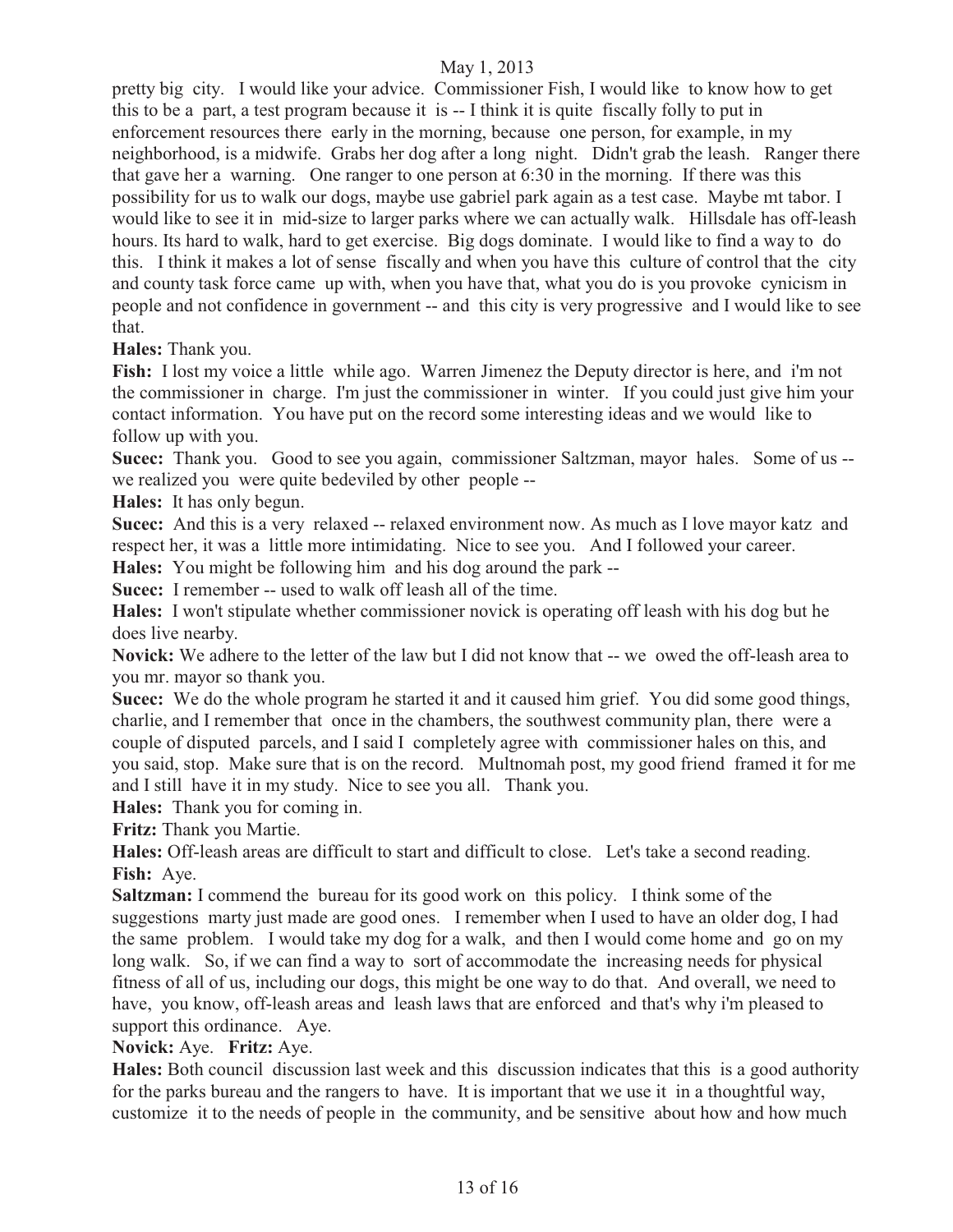pretty big city. I would like your advice. Commissioner Fish, I would like to know how to get this to be a part, a test program because it is -- I think it is quite fiscally folly to put in enforcement resources there early in the morning, because one person, for example, in my neighborhood, is a midwife. Grabs her dog after a long night. Didn't grab the leash. Ranger there that gave her a warning. One ranger to one person at 6:30 in the morning. If there was this possibility for us to walk our dogs, maybe use gabriel park again as a test case. Maybe mt tabor. I would like to see it in mid-size to larger parks where we can actually walk. Hillsdale has off-leash hours. Its hard to walk, hard to get exercise. Big dogs dominate. I would like to find a way to do this. I think it makes a lot of sense fiscally and when you have this culture of control that the city and county task force came up with, when you have that, what you do is you provoke cynicism in people and not confidence in government -- and this city is very progressive and I would like to see that.

**Hales:** Thank you.

**Fish:** I lost my voice a little while ago. Warren Jimenez the Deputy director is here, and i'm not the commissioner in charge. I'm just the commissioner in winter. If you could just give him your contact information. You have put on the record some interesting ideas and we would like to follow up with you.

**Sucec:** Thank you. Good to see you again, commissioner Saltzman, mayor hales. Some of us -- we realized you were quite bedeviled by other people --

**Hales:** It has only begun.

**Sucec:** And this is a very relaxed -- relaxed environment now. As much as I love mayor katz and respect her, it was a little more intimidating. Nice to see you. And I followed your career.

**Hales:** You might be following him and his dog around the park --

**Sucec:** I remember -- used to walk off leash all of the time.

**Hales:** I won't stipulate whether commissioner novick is operating off leash with his dog but he does live nearby.

**Novick:** We adhere to the letter of the law but I did not know that -- we owed the off-leash area to you mr. mayor so thank you.

**Sucec:** We do the whole program he started it and it caused him grief. You did some good things, charlie, and I remember that once in the chambers, the southwest community plan, there were a couple of disputed parcels, and I said I completely agree with commissioner hales on this, and you said, stop. Make sure that is on the record. Multnomah post, my good friend framed it for me and I still have it in my study. Nice to see you all. Thank you.

**Hales:** Thank you for coming in.

**Fritz:** Thank you Martie.

**Hales:** Off-leash areas are difficult to start and difficult to close. Let's take a second reading.

**Fish:** Aye.

**Saltzman:** I commend the bureau for its good work on this policy. I think some of the suggestions marty just made are good ones. I remember when I used to have an older dog, I had the same problem. I would take my dog for a walk, and then I would come home and go on my long walk. So, if we can find a way to sort of accommodate the increasing needs for physical fitness of all of us, including our dogs, this might be one way to do that. And overall, we need to have, you know, off-leash areas and leash laws that are enforced and that's why i'm pleased to support this ordinance. Aye.

**Novick:** Aye. **Fritz:** Aye.

**Hales:** Both council discussion last week and this discussion indicates that this is a good authority for the parks bureau and the rangers to have. It is important that we use it in a thoughtful way, customize it to the needs of people in the community, and be sensitive about how and how much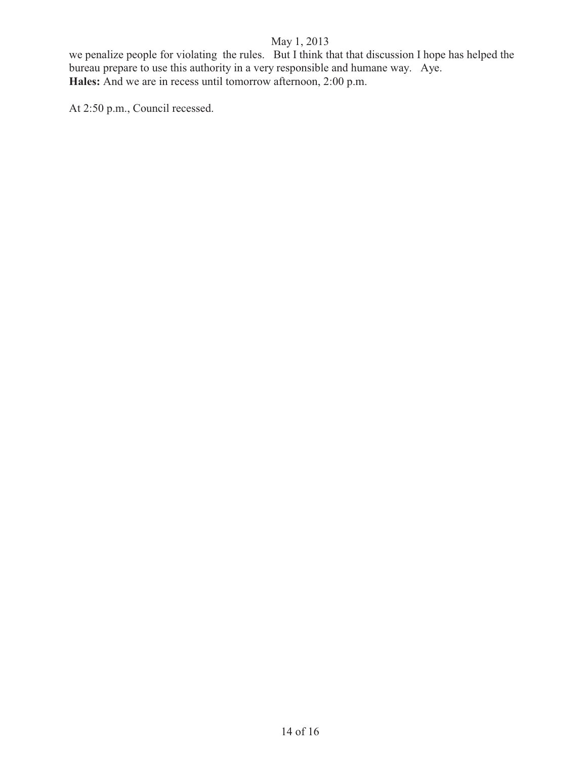we penalize people for violating the rules. But I think that that discussion I hope has helped the bureau prepare to use this authority in a very responsible and humane way. Aye.
**Hales:** And we are in recess until tomorrow afternoon, 2:00 p.m.

At 2:50 p.m., Council recessed.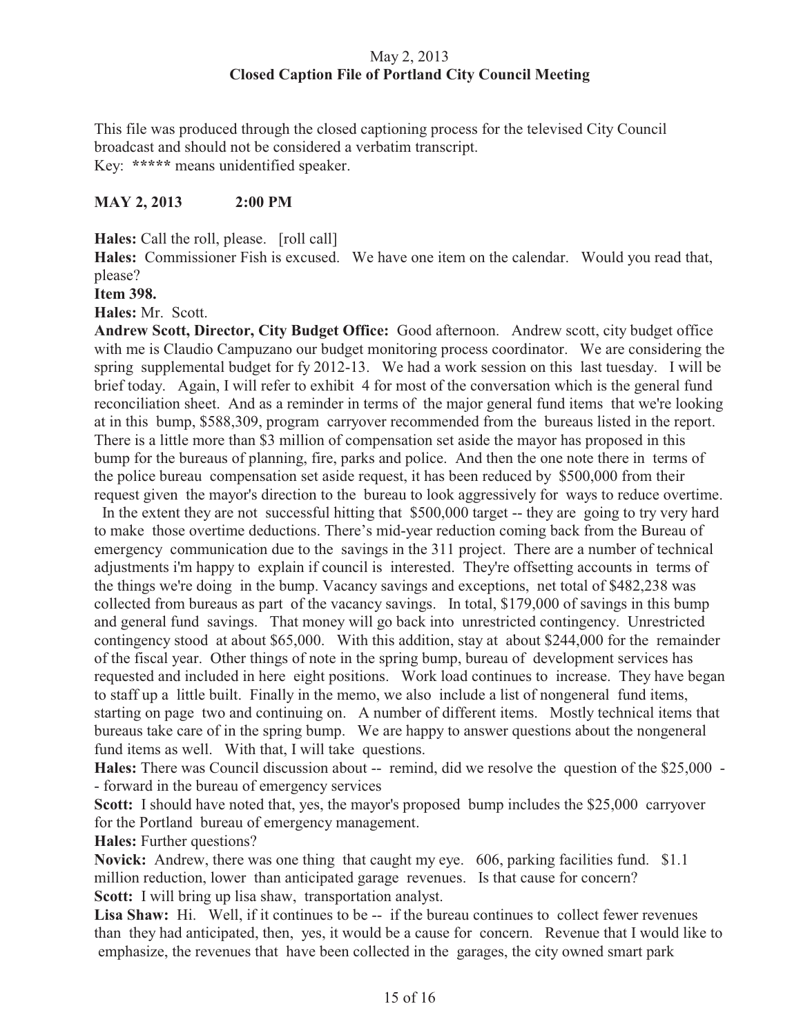May 2, 2013
**Closed Caption File of Portland City Council Meeting**

This file was produced through the closed captioning process for the televised City Council broadcast and should not be considered a verbatim transcript.
Key: ***** means unidentified speaker.

**MAY 2, 2013 2:00 PM**

**Hales:** Call the roll, please. [roll call]

**Hales:** Commissioner Fish is excused. We have one item on the calendar. Would you read that, please?

**Item 398.**

**Hales:** Mr. Scott.

**Andrew Scott, Director, City Budget Office:** Good afternoon. Andrew scott, city budget office with me is Claudio Campuzano our budget monitoring process coordinator. We are considering the spring supplemental budget for fy 2012-13. We had a work session on this last tuesday. I will be brief today. Again, I will refer to exhibit 4 for most of the conversation which is the general fund reconciliation sheet. And as a reminder in terms of the major general fund items that we're looking at in this bump, $588,309, program carryover recommended from the bureaus listed in the report. There is a little more than $3 million of compensation set aside the mayor has proposed in this bump for the bureaus of planning, fire, parks and police. And then the one note there in terms of the police bureau compensation set aside request, it has been reduced by $500,000 from their request given the mayor's direction to the bureau to look aggressively for ways to reduce overtime. In the extent they are not successful hitting that $500,000 target -- they are going to try very hard to make those overtime deductions. There's mid-year reduction coming back from the Bureau of emergency communication due to the savings in the 311 project. There are a number of technical adjustments i'm happy to explain if council is interested. They're offsetting accounts in terms of the things we're doing in the bump. Vacancy savings and exceptions, net total of $482,238 was collected from bureaus as part of the vacancy savings. In total, $179,000 of savings in this bump and general fund savings. That money will go back into unrestricted contingency. Unrestricted contingency stood at about $65,000. With this addition, stay at about $244,000 for the remainder of the fiscal year. Other things of note in the spring bump, bureau of development services has requested and included in here eight positions. Work load continues to increase. They have began to staff up a little built. Finally in the memo, we also include a list of nongeneral fund items, starting on page two and continuing on. A number of different items. Mostly technical items that bureaus take care of in the spring bump. We are happy to answer questions about the nongeneral fund items as well. With that, I will take questions.

**Hales:** There was Council discussion about -- remind, did we resolve the question of the $25,000 -- forward in the bureau of emergency services

**Scott:** I should have noted that, yes, the mayor's proposed bump includes the $25,000 carryover for the Portland bureau of emergency management.

**Hales:** Further questions?

**Novick:** Andrew, there was one thing that caught my eye. 606, parking facilities fund. $1.1 million reduction, lower than anticipated garage revenues. Is that cause for concern?

**Scott:** I will bring up lisa shaw, transportation analyst.

**Lisa Shaw:** Hi. Well, if it continues to be -- if the bureau continues to collect fewer revenues than they had anticipated, then, yes, it would be a cause for concern. Revenue that I would like to emphasize, the revenues that have been collected in the garages, the city owned smart park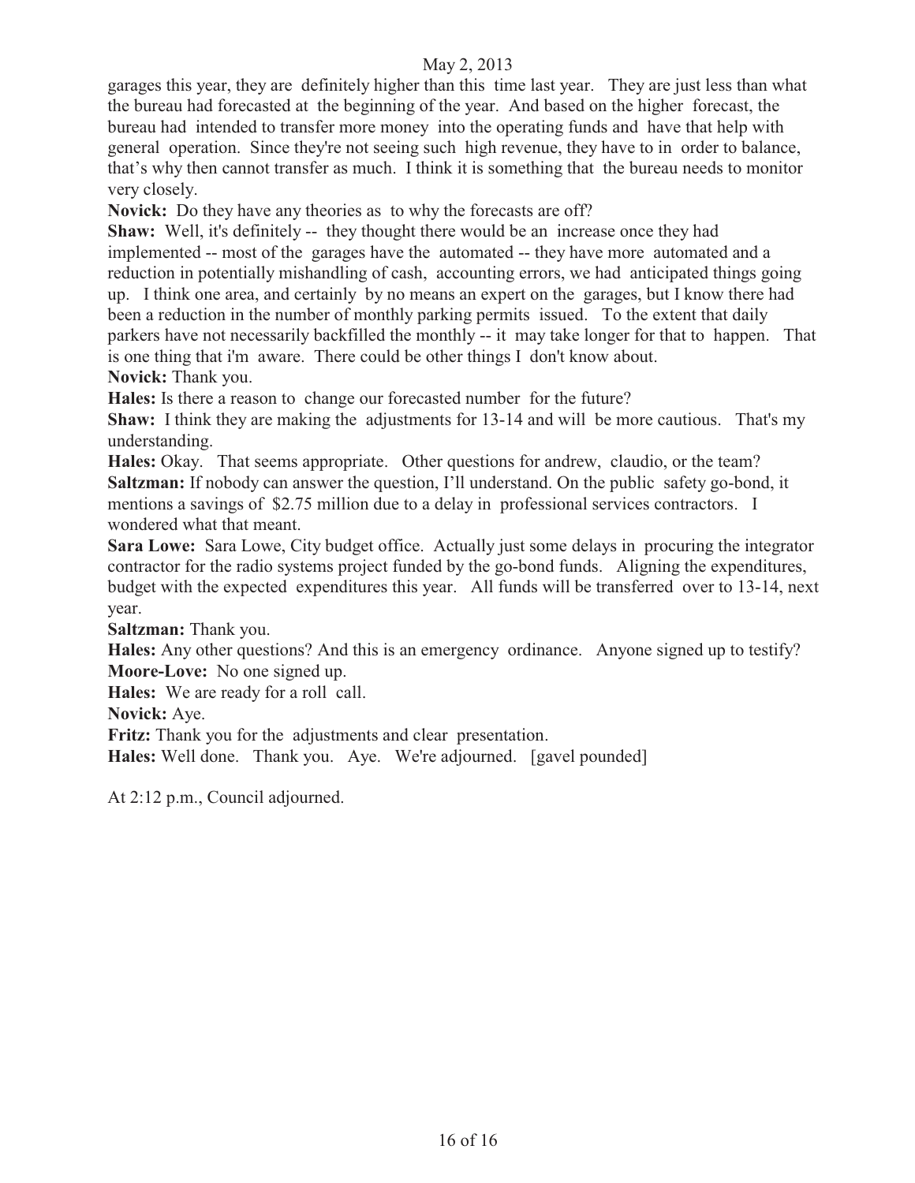garages this year, they are definitely higher than this time last year. They are just less than what the bureau had forecasted at the beginning of the year. And based on the higher forecast, the bureau had intended to transfer more money into the operating funds and have that help with general operation. Since they're not seeing such high revenue, they have to in order to balance, that's why then cannot transfer as much. I think it is something that the bureau needs to monitor very closely.

**Novick:** Do they have any theories as to why the forecasts are off?

**Shaw:** Well, it's definitely -- they thought there would be an increase once they had implemented -- most of the garages have the automated -- they have more automated and a reduction in potentially mishandling of cash, accounting errors, we had anticipated things going up. I think one area, and certainly by no means an expert on the garages, but I know there had been a reduction in the number of monthly parking permits issued. To the extent that daily parkers have not necessarily backfilled the monthly -- it may take longer for that to happen. That is one thing that i'm aware. There could be other things I don't know about.

**Novick:** Thank you.

**Hales:** Is there a reason to change our forecasted number for the future?

**Shaw:** I think they are making the adjustments for 13-14 and will be more cautious. That's my understanding.

**Hales:** Okay. That seems appropriate. Other questions for andrew, claudio, or the team?

**Saltzman:** If nobody can answer the question, I'll understand. On the public safety go-bond, it mentions a savings of $2.75 million due to a delay in professional services contractors. I wondered what that meant.

**Sara Lowe:** Sara Lowe, City budget office. Actually just some delays in procuring the integrator contractor for the radio systems project funded by the go-bond funds. Aligning the expenditures, budget with the expected expenditures this year. All funds will be transferred over to 13-14, next year.

**Saltzman:** Thank you.

**Hales:** Any other questions? And this is an emergency ordinance. Anyone signed up to testify?

**Moore-Love:** No one signed up.

**Hales:** We are ready for a roll call.

**Novick:** Aye.

**Fritz:** Thank you for the adjustments and clear presentation.

**Hales:** Well done. Thank you. Aye. We're adjourned. [gavel pounded]

At 2:12 p.m., Council adjourned.